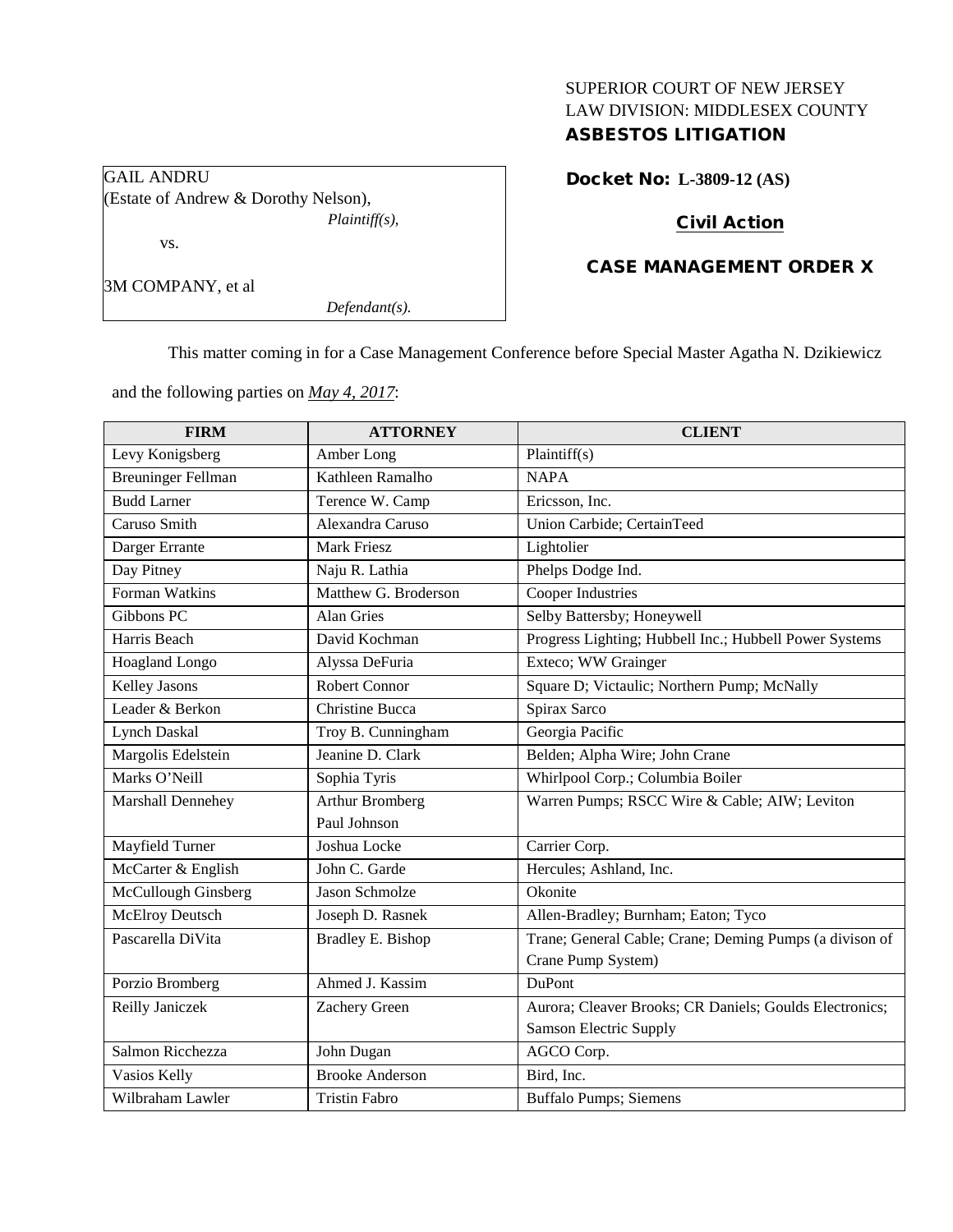SUPERIOR COURT OF NEW JERSEY
LAW DIVISION: MIDDLESEX COUNTY
**ASBESTOS LITIGATION**

GAIL ANDRU
(Estate of Andrew & Dorothy Nelson),
*Plaintiff(s),*

vs.

3M COMPANY, et al
*Defendant(s).*

**Docket No: L-3809-12 (AS)**

**Civil Action**

**CASE MANAGEMENT ORDER X**

This matter coming in for a Case Management Conference before Special Master Agatha N. Dzikiewicz and the following parties on *May 4, 2017*:

| FIRM | ATTORNEY | CLIENT |
|---|---|---|
| Levy Konigsberg | Amber Long | Plaintiff(s) |
| Breuninger Fellman | Kathleen Ramalho | NAPA |
| Budd Larner | Terence W. Camp | Ericsson, Inc. |
| Caruso Smith | Alexandra Caruso | Union Carbide; CertainTeed |
| Darger Errante | Mark Friesz | Lightolier |
| Day Pitney | Naju R. Lathia | Phelps Dodge Ind. |
| Forman Watkins | Matthew G. Broderson | Cooper Industries |
| Gibbons PC | Alan Gries | Selby Battersby; Honeywell |
| Harris Beach | David Kochman | Progress Lighting; Hubbell Inc.; Hubbell Power Systems |
| Hoagland Longo | Alyssa DeFuria | Exteco; WW Grainger |
| Kelley Jasons | Robert Connor | Square D; Victaulic; Northern Pump; McNally |
| Leader & Berkon | Christine Bucca | Spirax Sarco |
| Lynch Daskal | Troy B. Cunningham | Georgia Pacific |
| Margolis Edelstein | Jeanine D. Clark | Belden; Alpha Wire; John Crane |
| Marks O'Neill | Sophia Tyris | Whirlpool Corp.; Columbia Boiler |
| Marshall Dennehey | Arthur Bromberg<br>Paul Johnson | Warren Pumps; RSCC Wire & Cable; AIW; Leviton |
| Mayfield Turner | Joshua Locke | Carrier Corp. |
| McCarter & English | John C. Garde | Hercules; Ashland, Inc. |
| McCullough Ginsberg | Jason Schmolze | Okonite |
| McElroy Deutsch | Joseph D. Rasnek | Allen-Bradley; Burnham; Eaton; Tyco |
| Pascarella DiVita | Bradley E. Bishop | Trane; General Cable; Crane; Deming Pumps (a divison of Crane Pump System) |
| Porzio Bromberg | Ahmed J. Kassim | DuPont |
| Reilly Janiczek | Zachery Green | Aurora; Cleaver Brooks; CR Daniels; Goulds Electronics; Samson Electric Supply |
| Salmon Ricchezza | John Dugan | AGCO Corp. |
| Vasios Kelly | Brooke Anderson | Bird, Inc. |
| Wilbraham Lawler | Tristin Fabro | Buffalo Pumps; Siemens |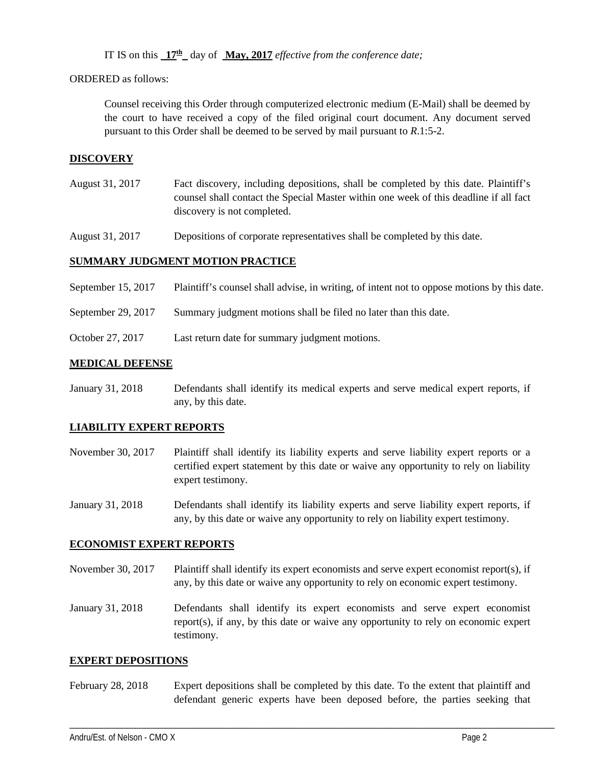IT IS on this **17th** day of **May, 2017** *effective from the conference date;*

ORDERED as follows:

Counsel receiving this Order through computerized electronic medium (E-Mail) shall be deemed by the court to have received a copy of the filed original court document. Any document served pursuant to this Order shall be deemed to be served by mail pursuant to *R*.1:5-2.

**DISCOVERY**

| | |
|---|---|
| August 31, 2017 | Fact discovery, including depositions, shall be completed by this date. Plaintiff's counsel shall contact the Special Master within one week of this deadline if all fact discovery is not completed. |
| August 31, 2017 | Depositions of corporate representatives shall be completed by this date. |

**SUMMARY JUDGMENT MOTION PRACTICE**

| | |
|---|---|
| September 15, 2017 | Plaintiff's counsel shall advise, in writing, of intent not to oppose motions by this date. |
| September 29, 2017 | Summary judgment motions shall be filed no later than this date. |
| October 27, 2017 | Last return date for summary judgment motions. |

**MEDICAL DEFENSE**

| | |
|---|---|
| January 31, 2018 | Defendants shall identify its medical experts and serve medical expert reports, if any, by this date. |

**LIABILITY EXPERT REPORTS**

| | |
|---|---|
| November 30, 2017 | Plaintiff shall identify its liability experts and serve liability expert reports or a certified expert statement by this date or waive any opportunity to rely on liability expert testimony. |
| January 31, 2018 | Defendants shall identify its liability experts and serve liability expert reports, if any, by this date or waive any opportunity to rely on liability expert testimony. |

**ECONOMIST EXPERT REPORTS**

| | |
|---|---|
| November 30, 2017 | Plaintiff shall identify its expert economists and serve expert economist report(s), if any, by this date or waive any opportunity to rely on economic expert testimony. |
| January 31, 2018 | Defendants shall identify its expert economists and serve expert economist report(s), if any, by this date or waive any opportunity to rely on economic expert testimony. |

**EXPERT DEPOSITIONS**

| | |
|---|---|
| February 28, 2018 | Expert depositions shall be completed by this date. To the extent that plaintiff and defendant generic experts have been deposed before, the parties seeking that |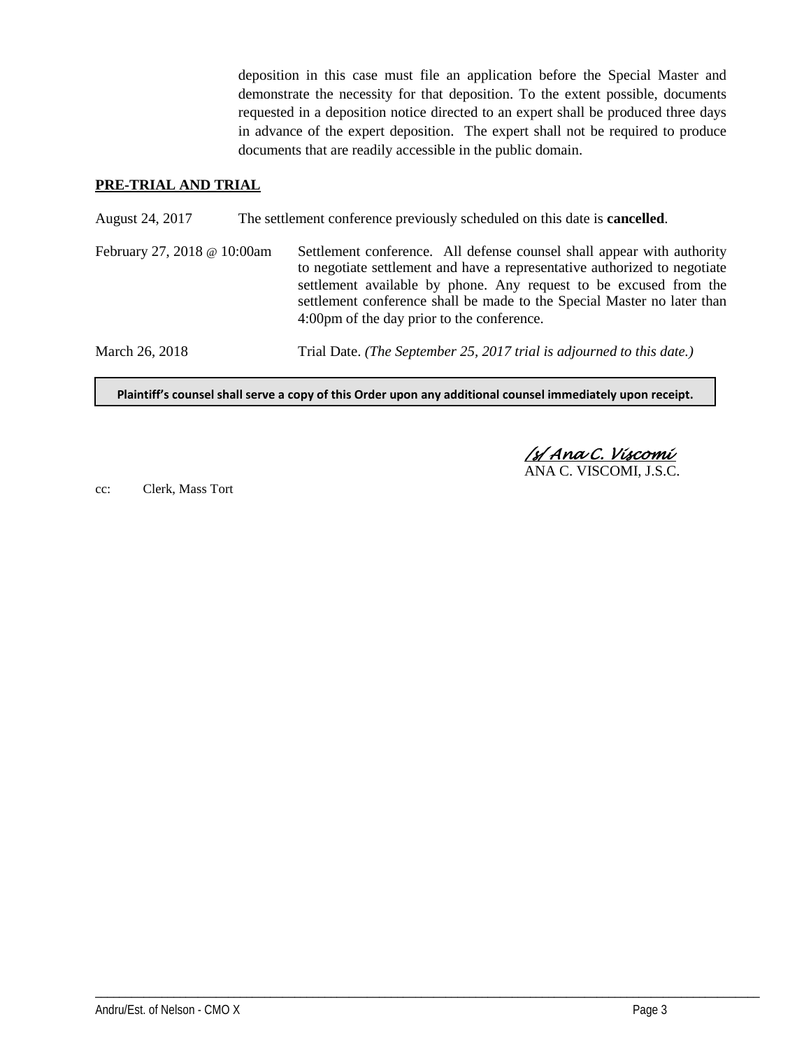deposition in this case must file an application before the Special Master and demonstrate the necessity for that deposition. To the extent possible, documents requested in a deposition notice directed to an expert shall be produced three days in advance of the expert deposition. The expert shall not be required to produce documents that are readily accessible in the public domain.

## PRE-TRIAL AND TRIAL

| | |
|---|---|
| August 24, 2017 | The settlement conference previously scheduled on this date is **cancelled**. |
| February 27, 2018 @ 10:00am | Settlement conference. All defense counsel shall appear with authority to negotiate settlement and have a representative authorized to negotiate settlement available by phone. Any request to be excused from the settlement conference shall be made to the Special Master no later than 4:00pm of the day prior to the conference. |
| March 26, 2018 | Trial Date. *(The September 25, 2017 trial is adjourned to this date.)* |

**Plaintiff's counsel shall serve a copy of this Order upon any additional counsel immediately upon receipt.**

*/s/ Ana C. Viscomi*
ANA C. VISCOMI, J.S.C.

cc: Clerk, Mass Tort